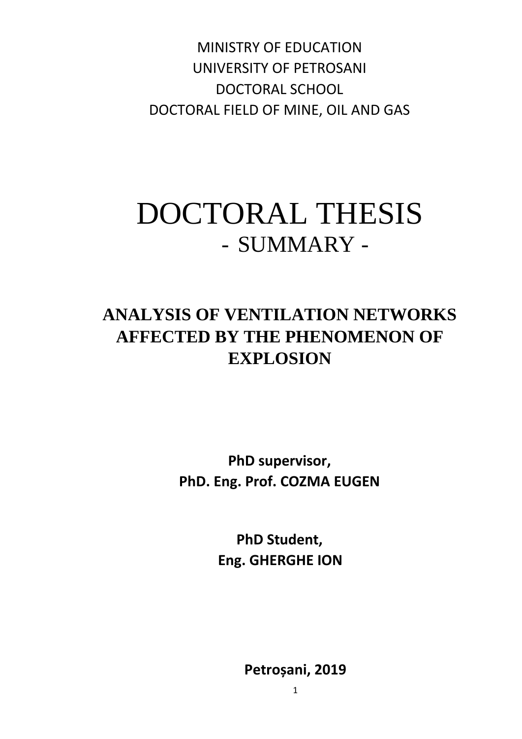MINISTRY OF EDUCATION
UNIVERSITY OF PETROSANI
DOCTORAL SCHOOL
DOCTORAL FIELD OF MINE, OIL AND GAS

# DOCTORAL THESIS
## - SUMMARY -

## ANALYSIS OF VENTILATION NETWORKS AFFECTED BY THE PHENOMENON OF EXPLOSION

**PhD supervisor,**
**PhD. Eng. Prof. COZMA EUGEN**

**PhD Student,**
**Eng. GHERGHE ION**

**Petroșani, 2019**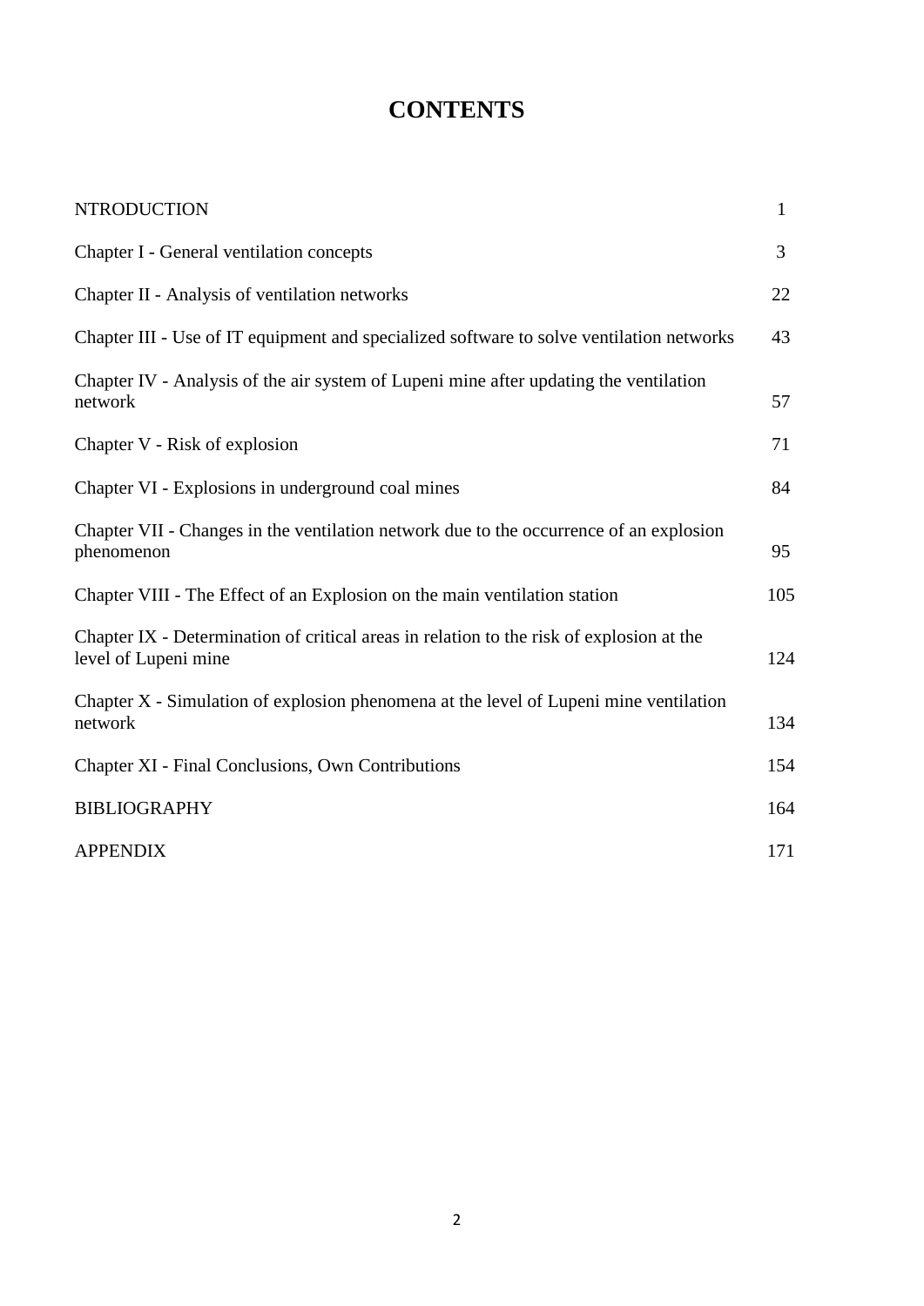# CONTENTS

| | |
|---|---|
| NTRODUCTION | 1 |
| Chapter I - General ventilation concepts | 3 |
| Chapter II - Analysis of ventilation networks | 22 |
| Chapter III - Use of IT equipment and specialized software to solve ventilation networks | 43 |
| Chapter IV - Analysis of the air system of Lupeni mine after updating the ventilation network | 57 |
| Chapter V - Risk of explosion | 71 |
| Chapter VI - Explosions in underground coal mines | 84 |
| Chapter VII - Changes in the ventilation network due to the occurrence of an explosion phenomenon | 95 |
| Chapter VIII - The Effect of an Explosion on the main ventilation station | 105 |
| Chapter IX - Determination of critical areas in relation to the risk of explosion at the level of Lupeni mine | 124 |
| Chapter X - Simulation of explosion phenomena at the level of Lupeni mine ventilation network | 134 |
| Chapter XI - Final Conclusions, Own Contributions | 154 |
| BIBLIOGRAPHY | 164 |
| APPENDIX | 171 |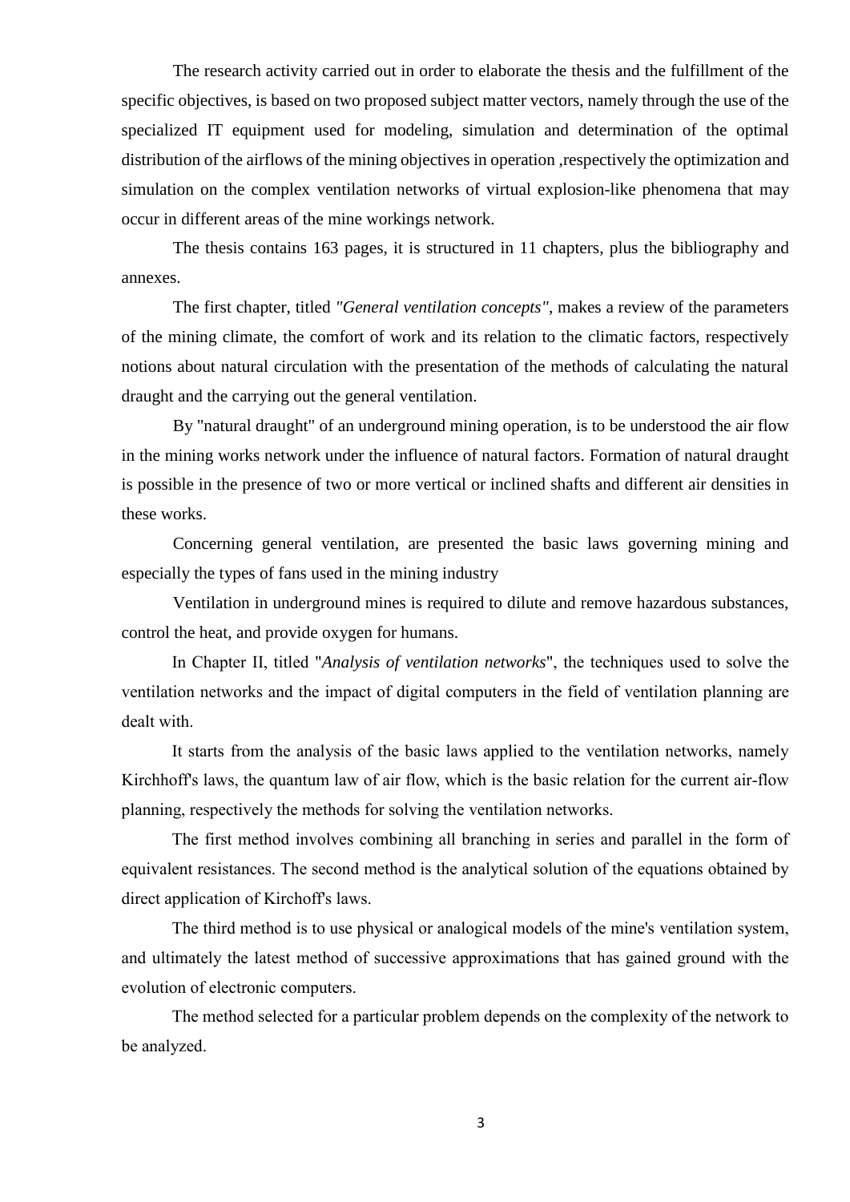The research activity carried out in order to elaborate the thesis and the fulfillment of the specific objectives, is based on two proposed subject matter vectors, namely through the use of the specialized IT equipment used for modeling, simulation and determination of the optimal distribution of the airflows of the mining objectives in operation ,respectively the optimization and simulation on the complex ventilation networks of virtual explosion-like phenomena that may occur in different areas of the mine workings network.

The thesis contains 163 pages, it is structured in 11 chapters, plus the bibliography and annexes.

The first chapter, titled *"General ventilation concepts"*, makes a review of the parameters of the mining climate, the comfort of work and its relation to the climatic factors, respectively notions about natural circulation with the presentation of the methods of calculating the natural draught and the carrying out the general ventilation.

By "natural draught" of an underground mining operation, is to be understood the air flow in the mining works network under the influence of natural factors. Formation of natural draught is possible in the presence of two or more vertical or inclined shafts and different air densities in these works.

Concerning general ventilation, are presented the basic laws governing mining and especially the types of fans used in the mining industry

Ventilation in underground mines is required to dilute and remove hazardous substances, control the heat, and provide oxygen for humans.

In Chapter II, titled "*Analysis of ventilation networks*", the techniques used to solve the ventilation networks and the impact of digital computers in the field of ventilation planning are dealt with.

It starts from the analysis of the basic laws applied to the ventilation networks, namely Kirchhoff's laws, the quantum law of air flow, which is the basic relation for the current air-flow planning, respectively the methods for solving the ventilation networks.

The first method involves combining all branching in series and parallel in the form of equivalent resistances. The second method is the analytical solution of the equations obtained by direct application of Kirchoff's laws.

The third method is to use physical or analogical models of the mine's ventilation system, and ultimately the latest method of successive approximations that has gained ground with the evolution of electronic computers.

The method selected for a particular problem depends on the complexity of the network to be analyzed.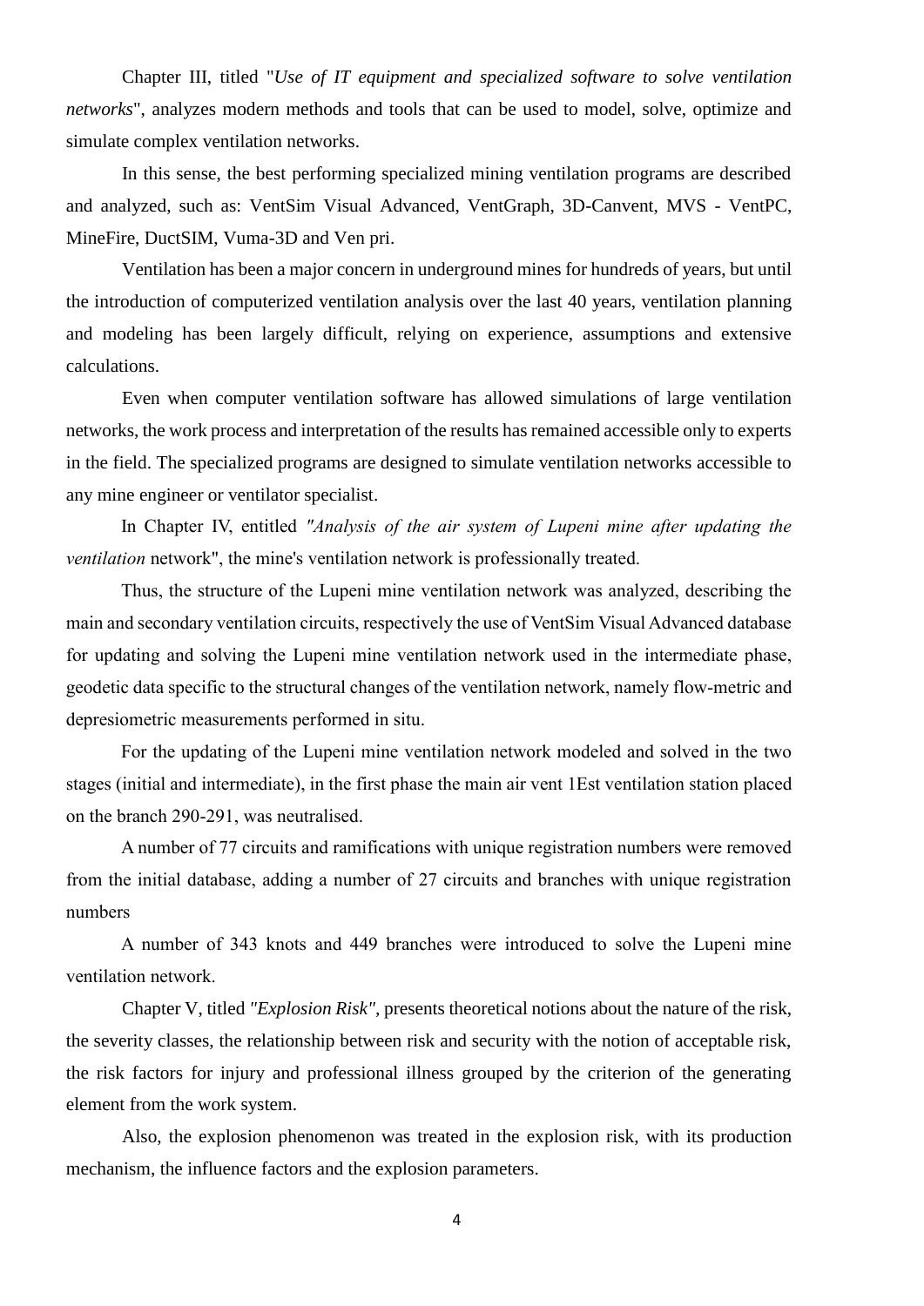Chapter III, titled "*Use of IT equipment and specialized software to solve ventilation networks*", analyzes modern methods and tools that can be used to model, solve, optimize and simulate complex ventilation networks.

In this sense, the best performing specialized mining ventilation programs are described and analyzed, such as: VentSim Visual Advanced, VentGraph, 3D-Canvent, MVS - VentPC, MineFire, DuctSIM, Vuma-3D and Ven pri.

Ventilation has been a major concern in underground mines for hundreds of years, but until the introduction of computerized ventilation analysis over the last 40 years, ventilation planning and modeling has been largely difficult, relying on experience, assumptions and extensive calculations.

Even when computer ventilation software has allowed simulations of large ventilation networks, the work process and interpretation of the results has remained accessible only to experts in the field. The specialized programs are designed to simulate ventilation networks accessible to any mine engineer or ventilator specialist.

In Chapter IV, entitled *"Analysis of the air system of Lupeni mine after updating the ventilation* network", the mine's ventilation network is professionally treated.

Thus, the structure of the Lupeni mine ventilation network was analyzed, describing the main and secondary ventilation circuits, respectively the use of VentSim Visual Advanced database for updating and solving the Lupeni mine ventilation network used in the intermediate phase, geodetic data specific to the structural changes of the ventilation network, namely flow-metric and depresiometric measurements performed in situ.

For the updating of the Lupeni mine ventilation network modeled and solved in the two stages (initial and intermediate), in the first phase the main air vent 1Est ventilation station placed on the branch 290-291, was neutralised.

A number of 77 circuits and ramifications with unique registration numbers were removed from the initial database, adding a number of 27 circuits and branches with unique registration numbers

A number of 343 knots and 449 branches were introduced to solve the Lupeni mine ventilation network.

Chapter V, titled *"Explosion Risk"*, presents theoretical notions about the nature of the risk, the severity classes, the relationship between risk and security with the notion of acceptable risk, the risk factors for injury and professional illness grouped by the criterion of the generating element from the work system.

Also, the explosion phenomenon was treated in the explosion risk, with its production mechanism, the influence factors and the explosion parameters.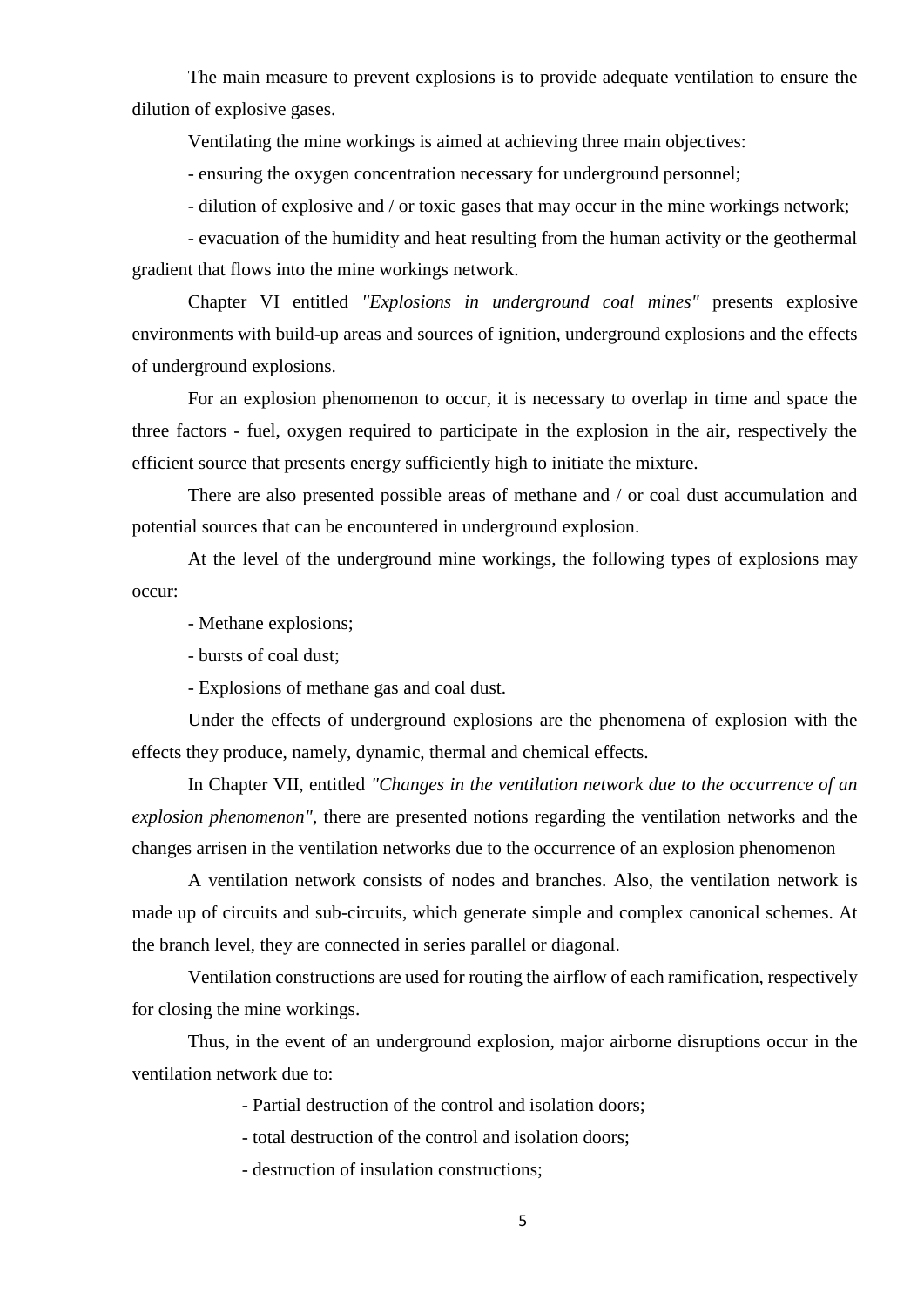The main measure to prevent explosions is to provide adequate ventilation to ensure the dilution of explosive gases.

Ventilating the mine workings is aimed at achieving three main objectives:

- ensuring the oxygen concentration necessary for underground personnel;
- dilution of explosive and / or toxic gases that may occur in the mine workings network;
- evacuation of the humidity and heat resulting from the human activity or the geothermal gradient that flows into the mine workings network.

Chapter VI entitled *"Explosions in underground coal mines"* presents explosive environments with build-up areas and sources of ignition, underground explosions and the effects of underground explosions.

For an explosion phenomenon to occur, it is necessary to overlap in time and space the three factors - fuel, oxygen required to participate in the explosion in the air, respectively the efficient source that presents energy sufficiently high to initiate the mixture.

There are also presented possible areas of methane and / or coal dust accumulation and potential sources that can be encountered in underground explosion.

At the level of the underground mine workings, the following types of explosions may occur:

- Methane explosions;
- bursts of coal dust;
- Explosions of methane gas and coal dust.

Under the effects of underground explosions are the phenomena of explosion with the effects they produce, namely, dynamic, thermal and chemical effects.

In Chapter VII, entitled *"Changes in the ventilation network due to the occurrence of an explosion phenomenon"*, there are presented notions regarding the ventilation networks and the changes arrisen in the ventilation networks due to the occurrence of an explosion phenomenon

A ventilation network consists of nodes and branches. Also, the ventilation network is made up of circuits and sub-circuits, which generate simple and complex canonical schemes. At the branch level, they are connected in series parallel or diagonal.

Ventilation constructions are used for routing the airflow of each ramification, respectively for closing the mine workings.

Thus, in the event of an underground explosion, major airborne disruptions occur in the ventilation network due to:

- Partial destruction of the control and isolation doors;
- total destruction of the control and isolation doors;
- destruction of insulation constructions;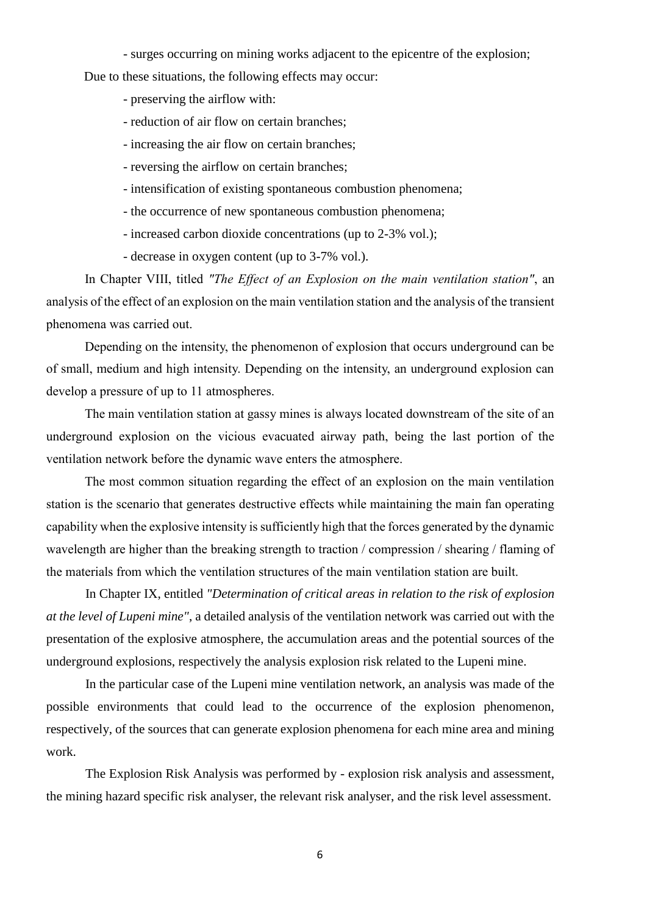- surges occurring on mining works adjacent to the epicentre of the explosion;

Due to these situations, the following effects may occur:

- preserving the airflow with:
- reduction of air flow on certain branches;
- increasing the air flow on certain branches;
- reversing the airflow on certain branches;
- intensification of existing spontaneous combustion phenomena;
- the occurrence of new spontaneous combustion phenomena;
- increased carbon dioxide concentrations (up to 2-3% vol.);
- decrease in oxygen content (up to 3-7% vol.).

In Chapter VIII, titled *"The Effect of an Explosion on the main ventilation station"*, an analysis of the effect of an explosion on the main ventilation station and the analysis of the transient phenomena was carried out.

Depending on the intensity, the phenomenon of explosion that occurs underground can be of small, medium and high intensity. Depending on the intensity, an underground explosion can develop a pressure of up to 11 atmospheres.

The main ventilation station at gassy mines is always located downstream of the site of an underground explosion on the vicious evacuated airway path, being the last portion of the ventilation network before the dynamic wave enters the atmosphere.

The most common situation regarding the effect of an explosion on the main ventilation station is the scenario that generates destructive effects while maintaining the main fan operating capability when the explosive intensity is sufficiently high that the forces generated by the dynamic wavelength are higher than the breaking strength to traction / compression / shearing / flaming of the materials from which the ventilation structures of the main ventilation station are built.

In Chapter IX, entitled *"Determination of critical areas in relation to the risk of explosion at the level of Lupeni mine"*, a detailed analysis of the ventilation network was carried out with the presentation of the explosive atmosphere, the accumulation areas and the potential sources of the underground explosions, respectively the analysis explosion risk related to the Lupeni mine.

In the particular case of the Lupeni mine ventilation network, an analysis was made of the possible environments that could lead to the occurrence of the explosion phenomenon, respectively, of the sources that can generate explosion phenomena for each mine area and mining work.

The Explosion Risk Analysis was performed by - explosion risk analysis and assessment, the mining hazard specific risk analyser, the relevant risk analyser, and the risk level assessment.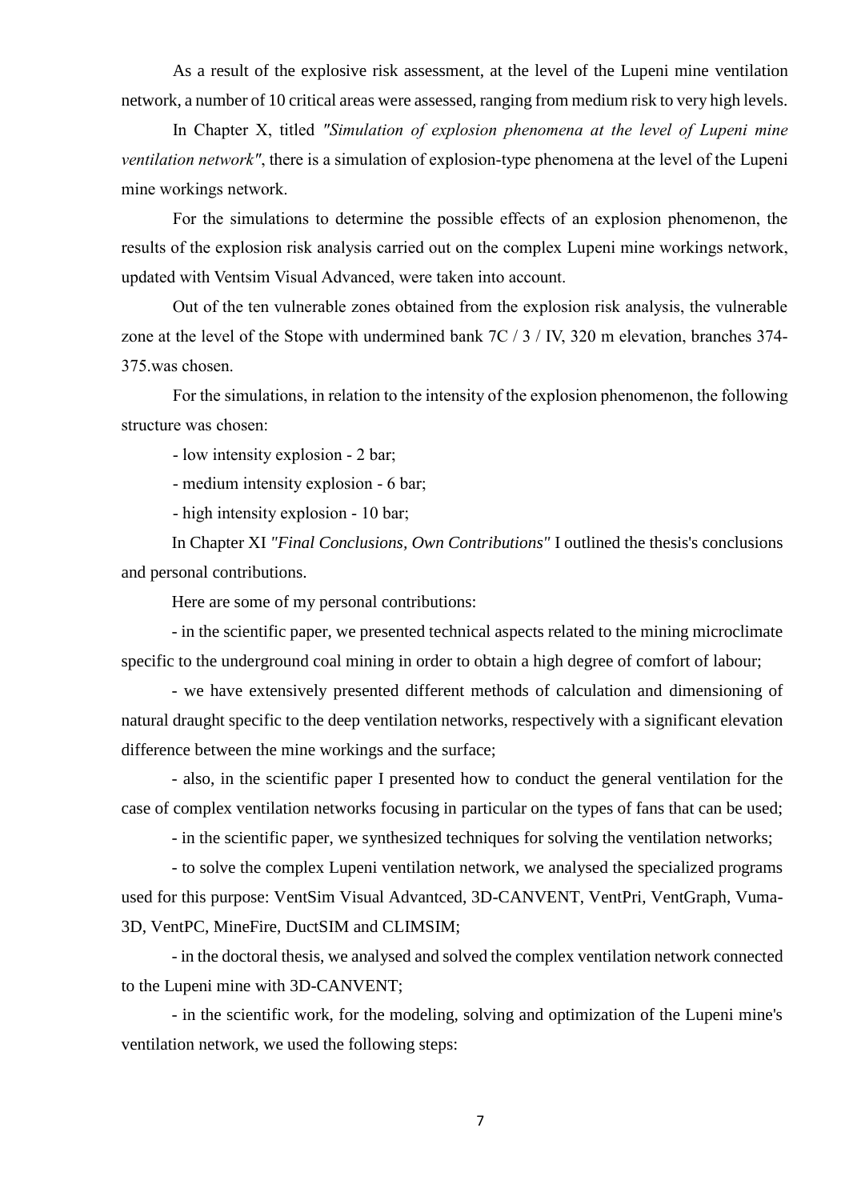As a result of the explosive risk assessment, at the level of the Lupeni mine ventilation network, a number of 10 critical areas were assessed, ranging from medium risk to very high levels.

In Chapter X, titled *"Simulation of explosion phenomena at the level of Lupeni mine ventilation network"*, there is a simulation of explosion-type phenomena at the level of the Lupeni mine workings network.

For the simulations to determine the possible effects of an explosion phenomenon, the results of the explosion risk analysis carried out on the complex Lupeni mine workings network, updated with Ventsim Visual Advanced, were taken into account.

Out of the ten vulnerable zones obtained from the explosion risk analysis, the vulnerable zone at the level of the Stope with undermined bank 7C / 3 / IV, 320 m elevation, branches 374-375.was chosen.

For the simulations, in relation to the intensity of the explosion phenomenon, the following structure was chosen:

- low intensity explosion - 2 bar;
- medium intensity explosion - 6 bar;
- high intensity explosion - 10 bar;

In Chapter XI *"Final Conclusions, Own Contributions"* I outlined the thesis's conclusions and personal contributions.

Here are some of my personal contributions:

- in the scientific paper, we presented technical aspects related to the mining microclimate specific to the underground coal mining in order to obtain a high degree of comfort of labour;
- we have extensively presented different methods of calculation and dimensioning of natural draught specific to the deep ventilation networks, respectively with a significant elevation difference between the mine workings and the surface;
- also, in the scientific paper I presented how to conduct the general ventilation for the case of complex ventilation networks focusing in particular on the types of fans that can be used;
- in the scientific paper, we synthesized techniques for solving the ventilation networks;
- to solve the complex Lupeni ventilation network, we analysed the specialized programs used for this purpose: VentSim Visual Advantced, 3D-CANVENT, VentPri, VentGraph, Vuma-3D, VentPC, MineFire, DuctSIM and CLIMSIM;
- in the doctoral thesis, we analysed and solved the complex ventilation network connected to the Lupeni mine with 3D-CANVENT;
- in the scientific work, for the modeling, solving and optimization of the Lupeni mine's ventilation network, we used the following steps: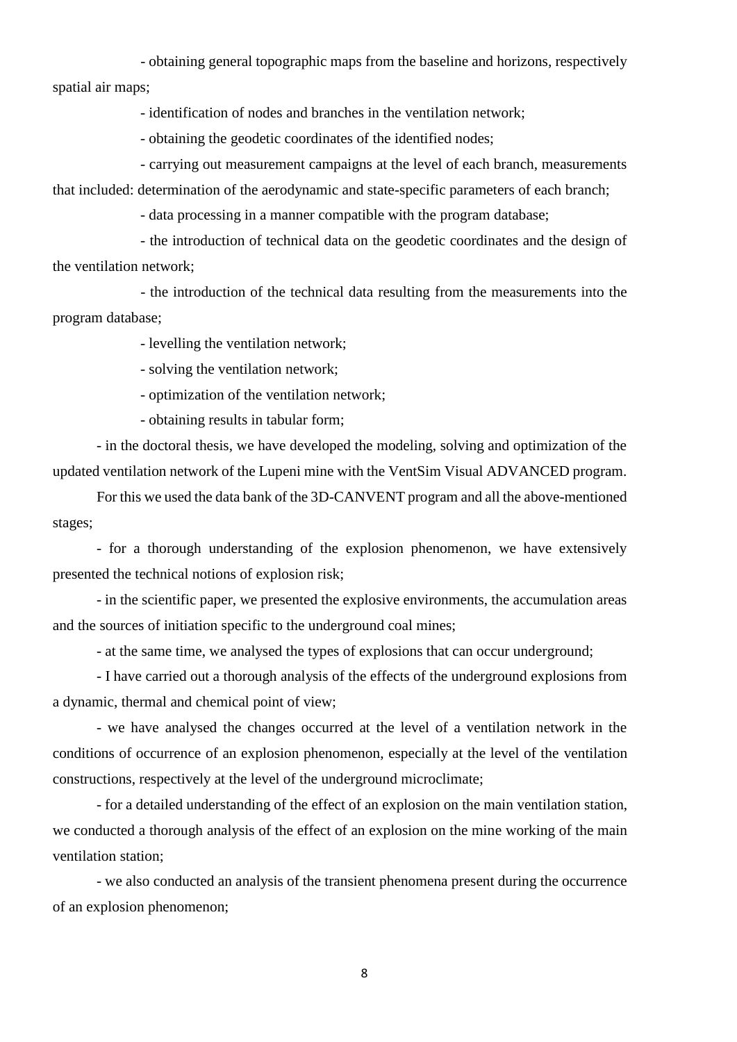- obtaining general topographic maps from the baseline and horizons, respectively spatial air maps;

- identification of nodes and branches in the ventilation network;

- obtaining the geodetic coordinates of the identified nodes;

- carrying out measurement campaigns at the level of each branch, measurements that included: determination of the aerodynamic and state-specific parameters of each branch;

- data processing in a manner compatible with the program database;

- the introduction of technical data on the geodetic coordinates and the design of the ventilation network;

- the introduction of the technical data resulting from the measurements into the program database;

- levelling the ventilation network;

- solving the ventilation network;

- optimization of the ventilation network;

- obtaining results in tabular form;

- in the doctoral thesis, we have developed the modeling, solving and optimization of the updated ventilation network of the Lupeni mine with the VentSim Visual ADVANCED program.

For this we used the data bank of the 3D-CANVENT program and all the above-mentioned stages;

- for a thorough understanding of the explosion phenomenon, we have extensively presented the technical notions of explosion risk;

- in the scientific paper, we presented the explosive environments, the accumulation areas and the sources of initiation specific to the underground coal mines;

- at the same time, we analysed the types of explosions that can occur underground;

- I have carried out a thorough analysis of the effects of the underground explosions from a dynamic, thermal and chemical point of view;

- we have analysed the changes occurred at the level of a ventilation network in the conditions of occurrence of an explosion phenomenon, especially at the level of the ventilation constructions, respectively at the level of the underground microclimate;

- for a detailed understanding of the effect of an explosion on the main ventilation station, we conducted a thorough analysis of the effect of an explosion on the mine working of the main ventilation station;

- we also conducted an analysis of the transient phenomena present during the occurrence of an explosion phenomenon;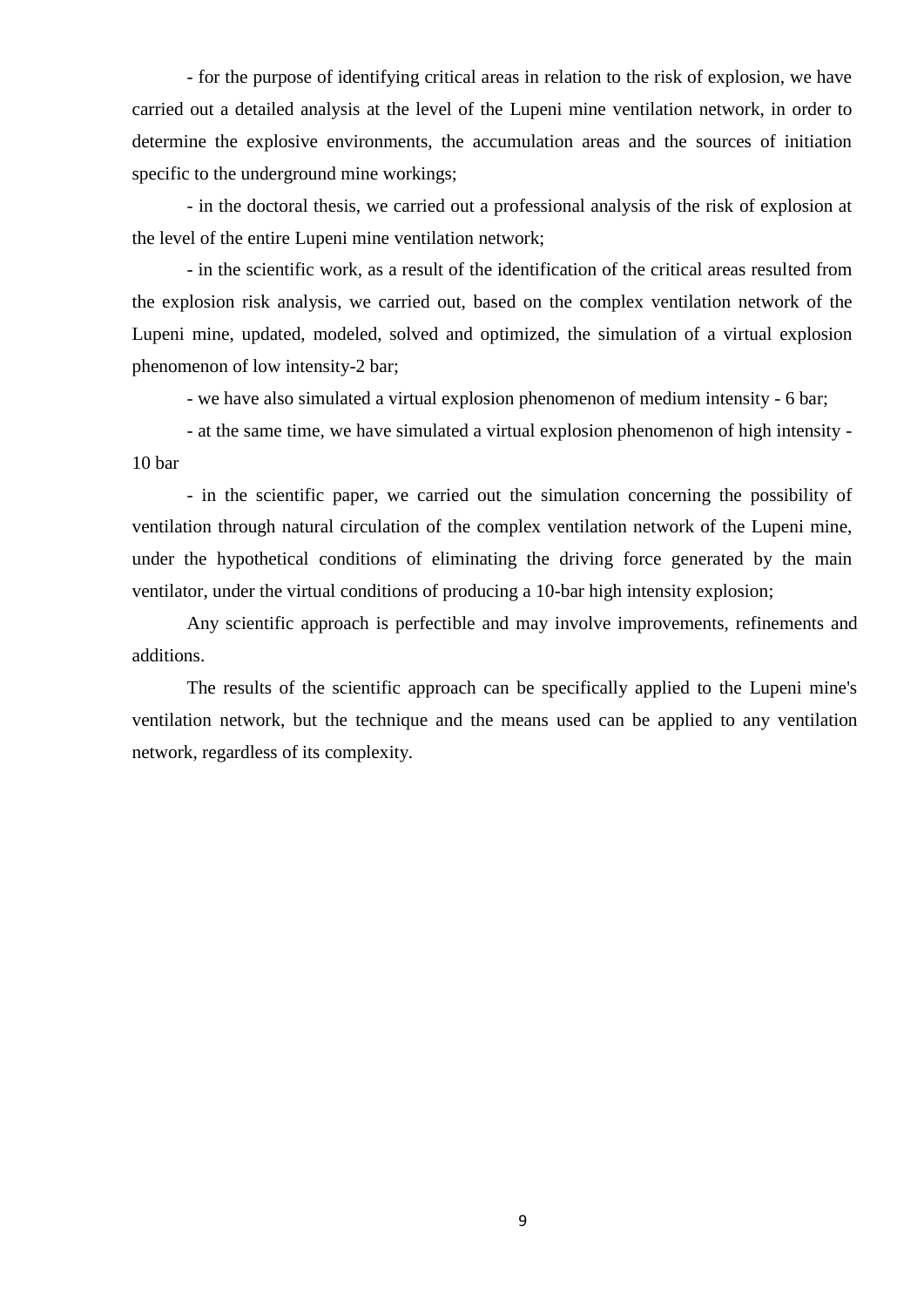- for the purpose of identifying critical areas in relation to the risk of explosion, we have carried out a detailed analysis at the level of the Lupeni mine ventilation network, in order to determine the explosive environments, the accumulation areas and the sources of initiation specific to the underground mine workings;

- in the doctoral thesis, we carried out a professional analysis of the risk of explosion at the level of the entire Lupeni mine ventilation network;

- in the scientific work, as a result of the identification of the critical areas resulted from the explosion risk analysis, we carried out, based on the complex ventilation network of the Lupeni mine, updated, modeled, solved and optimized, the simulation of a virtual explosion phenomenon of low intensity-2 bar;

- we have also simulated a virtual explosion phenomenon of medium intensity - 6 bar;

- at the same time, we have simulated a virtual explosion phenomenon of high intensity - 10 bar

- in the scientific paper, we carried out the simulation concerning the possibility of ventilation through natural circulation of the complex ventilation network of the Lupeni mine, under the hypothetical conditions of eliminating the driving force generated by the main ventilator, under the virtual conditions of producing a 10-bar high intensity explosion;

Any scientific approach is perfectible and may involve improvements, refinements and additions.

The results of the scientific approach can be specifically applied to the Lupeni mine's ventilation network, but the technique and the means used can be applied to any ventilation network, regardless of its complexity.